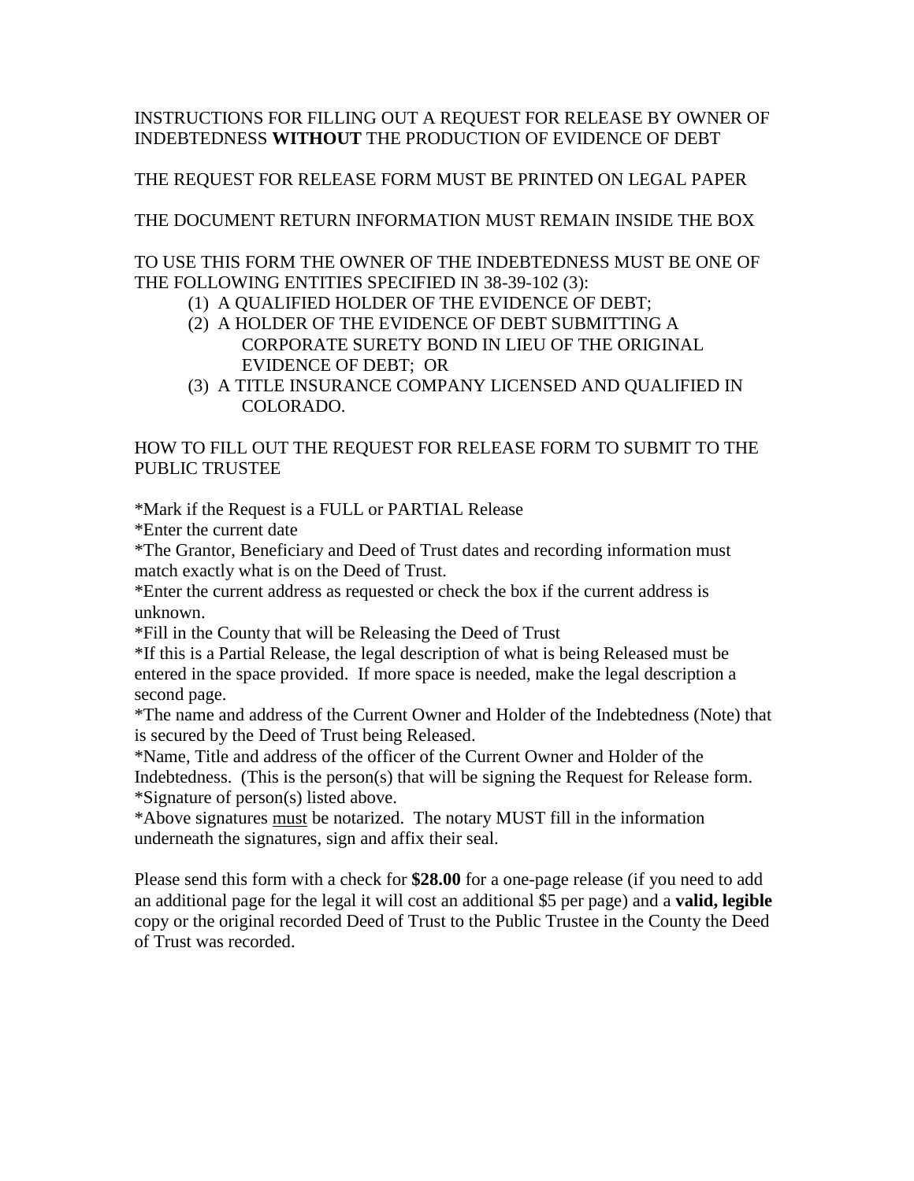INSTRUCTIONS FOR FILLING OUT A REQUEST FOR RELEASE BY OWNER OF INDEBTEDNESS **WITHOUT** THE PRODUCTION OF EVIDENCE OF DEBT

THE REQUEST FOR RELEASE FORM MUST BE PRINTED ON LEGAL PAPER

THE DOCUMENT RETURN INFORMATION MUST REMAIN INSIDE THE BOX

TO USE THIS FORM THE OWNER OF THE INDEBTEDNESS MUST BE ONE OF THE FOLLOWING ENTITIES SPECIFIED IN 38-39-102 (3):

(1) A QUALIFIED HOLDER OF THE EVIDENCE OF DEBT;
(2) A HOLDER OF THE EVIDENCE OF DEBT SUBMITTING A CORPORATE SURETY BOND IN LIEU OF THE ORIGINAL EVIDENCE OF DEBT; OR
(3) A TITLE INSURANCE COMPANY LICENSED AND QUALIFIED IN COLORADO.

HOW TO FILL OUT THE REQUEST FOR RELEASE FORM TO SUBMIT TO THE PUBLIC TRUSTEE

*Mark if the Request is a FULL or PARTIAL Release
*Enter the current date
*The Grantor, Beneficiary and Deed of Trust dates and recording information must match exactly what is on the Deed of Trust.
*Enter the current address as requested or check the box if the current address is unknown.
*Fill in the County that will be Releasing the Deed of Trust
*If this is a Partial Release, the legal description of what is being Released must be entered in the space provided. If more space is needed, make the legal description a second page.
*The name and address of the Current Owner and Holder of the Indebtedness (Note) that is secured by the Deed of Trust being Released.
*Name, Title and address of the officer of the Current Owner and Holder of the Indebtedness. (This is the person(s) that will be signing the Request for Release form.
*Signature of person(s) listed above.
*Above signatures <u>must</u> be notarized. The notary MUST fill in the information underneath the signatures, sign and affix their seal.

Please send this form with a check for **$28.00** for a one-page release (if you need to add an additional page for the legal it will cost an additional $5 per page) and a **valid, legible** copy or the original recorded Deed of Trust to the Public Trustee in the County the Deed of Trust was recorded.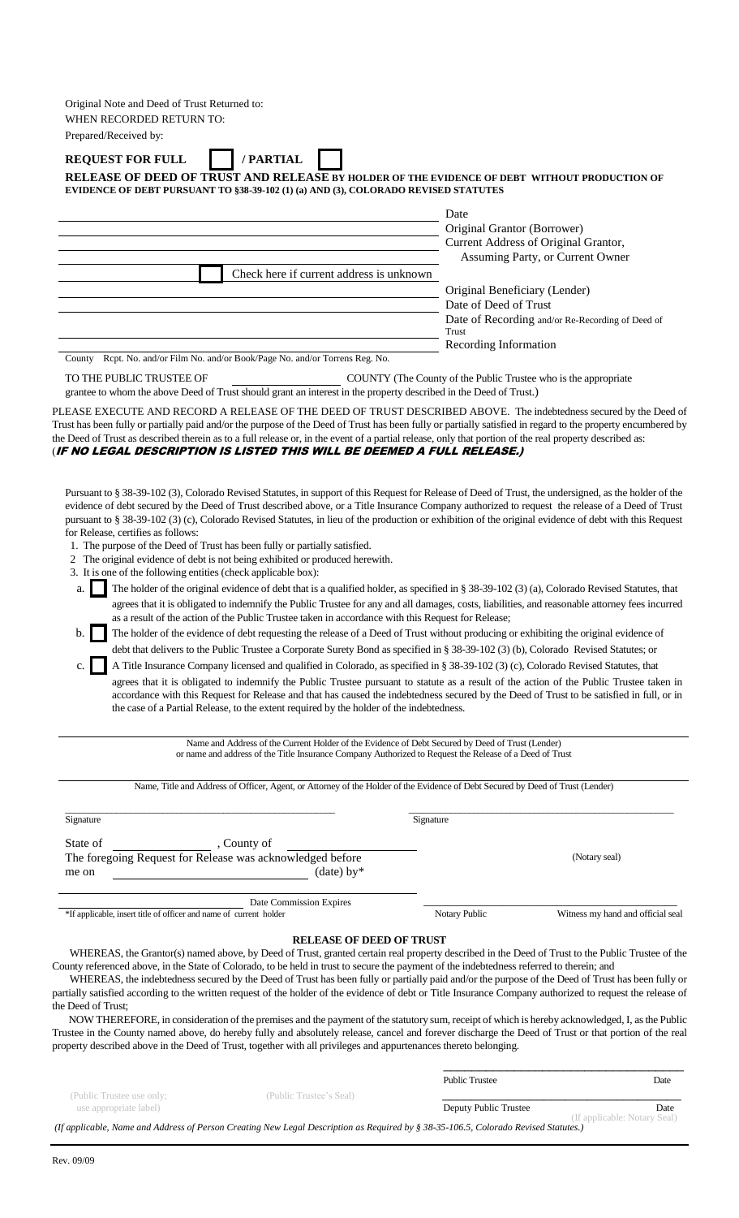Original Note and Deed of Trust Returned to:

WHEN RECORDED RETURN TO:

Prepared/Received by:

**REQUEST FOR FULL ☐ / PARTIAL ☐**

**RELEASE OF DEED OF TRUST AND RELEASE BY HOLDER OF THE EVIDENCE OF DEBT WITHOUT PRODUCTION OF EVIDENCE OF DEBT PURSUANT TO §38-39-102 (1) (a) AND (3), COLORADO REVISED STATUTES**

| | |
|---|---|
| | Date |
| | Original Grantor (Borrower) |
| | Current Address of Original Grantor, Assuming Party, or Current Owner |
| ☐ Check here if current address is unknown | |
| | Original Beneficiary (Lender) |
| | Date of Deed of Trust |
| | Date of Recording and/or Re-Recording of Deed of Trust |
| | Recording Information |

County Rcpt. No. and/or Film No. and/or Book/Page No. and/or Torrens Reg. No.

TO THE PUBLIC TRUSTEE OF \_\_\_\_\_\_\_\_\_\_\_\_ COUNTY (The County of the Public Trustee who is the appropriate grantee to whom the above Deed of Trust should grant an interest in the property described in the Deed of Trust.)

PLEASE EXECUTE AND RECORD A RELEASE OF THE DEED OF TRUST DESCRIBED ABOVE. The indebtedness secured by the Deed of Trust has been fully or partially paid and/or the purpose of the Deed of Trust has been fully or partially satisfied in regard to the property encumbered by the Deed of Trust as described therein as to a full release, or, in the event of a partial release, only that portion of the real property described as:

***(IF NO LEGAL DESCRIPTION IS LISTED THIS WILL BE DEEMED A FULL RELEASE.)***

Pursuant to § 38-39-102 (3), Colorado Revised Statutes, in support of this Request for Release of Deed of Trust, the undersigned, as the holder of the evidence of debt secured by the Deed of Trust described above, or a Title Insurance Company authorized to request the release of a Deed of Trust pursuant to § 38-39-102 (3) (c), Colorado Revised Statutes, in lieu of the production or exhibition of the original evidence of debt with this Request for Release, certifies as follows:

1. The purpose of the Deed of Trust has been fully or partially satisfied.
2. The original evidence of debt is not being exhibited or produced herewith.
3. It is one of the following entities (check applicable box):
   a. ☐ The holder of the original evidence of debt that is a qualified holder, as specified in § 38-39-102 (3) (a), Colorado Revised Statutes, that agrees that it is obligated to indemnify the Public Trustee for any and all damages, costs, liabilities, and reasonable attorney fees incurred as a result of the action of the Public Trustee taken in accordance with this Request for Release;
   b. ☐ The holder of the evidence of debt requesting the release of a Deed of Trust without producing or exhibiting the original evidence of debt that delivers to the Public Trustee a Corporate Surety Bond as specified in § 38-39-102 (3) (b), Colorado Revised Statutes; or
   c. ☐ A Title Insurance Company licensed and qualified in Colorado, as specified in § 38-39-102 (3) (c), Colorado Revised Statutes, that agrees that it is obligated to indemnify the Public Trustee pursuant to statute as a result of the action of the Public Trustee taken in accordance with this Request for Release and that has caused the indebtedness secured by the Deed of Trust to be satisfied in full, or in the case of a Partial Release, to the extent required by the holder of the indebtedness.

Name and Address of the Current Holder of the Evidence of Debt Secured by Deed of Trust (Lender) or name and address of the Title Insurance Company Authorized to Request the Release of a Deed of Trust

Name, Title and Address of Officer, Agent, or Attorney of the Holder of the Evidence of Debt Secured by Deed of Trust (Lender)

Signature \_\_\_\_\_\_\_\_\_\_\_\_ Signature \_\_\_\_\_\_\_\_\_\_\_\_

State of \_\_\_\_\_\_\_\_\_\_\_\_ , County of \_\_\_\_\_\_\_\_\_\_\_\_

The foregoing Request for Release was acknowledged before me on \_\_\_\_\_\_\_\_\_\_\_\_ (date) by\*

(Notary seal)

Date Commission Expires

\*If applicable, insert title of officer and name of current holder

Notary Public Witness my hand and official seal

## RELEASE OF DEED OF TRUST

WHEREAS, the Grantor(s) named above, by Deed of Trust, granted certain real property described in the Deed of Trust to the Public Trustee of the County referenced above, in the State of Colorado, to be held in trust to secure the payment of the indebtedness referred to therein; and

WHEREAS, the indebtedness secured by the Deed of Trust has been fully or partially paid and/or the purpose of the Deed of Trust has been fully or partially satisfied according to the written request of the holder of the evidence of debt or Title Insurance Company authorized to request the release of the Deed of Trust;

NOW THEREFORE, in consideration of the premises and the payment of the statutory sum, receipt of which is hereby acknowledged, I, as the Public Trustee in the County named above, do hereby fully and absolutely release, cancel and forever discharge the Deed of Trust or that portion of the real property described above in the Deed of Trust, together with all privileges and appurtenances thereto belonging.

(Public Trustee use only; use appropriate label) (Public Trustee's Seal)

Public Trustee Date

Deputy Public Trustee Date

(If applicable: Notary Seal)

*(If applicable, Name and Address of Person Creating New Legal Description as Required by § 38-35-106.5, Colorado Revised Statutes.)*

Rev. 09/09